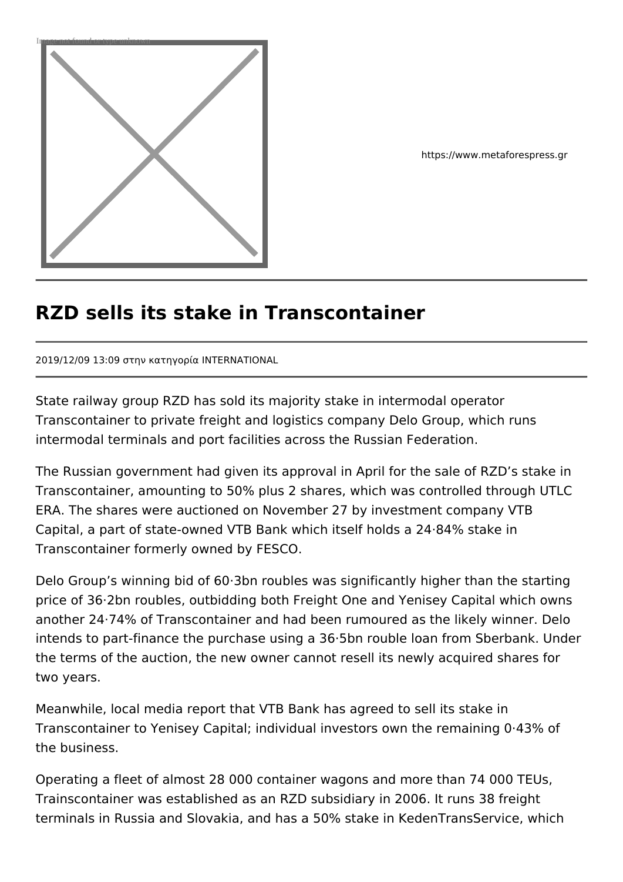https://www.metaforespress.gr

# RZD sells its stake in Transcontainer

2019/12/09 13:09 στην κατηγορία INTERNATIONAL

State railway group RZD has sold its majority stake in intermodal operator Transcontainer to private freight and logistics company Delo Group, which runs intermodal terminals and port facilities across the Russian Federation.

The Russian government had given its approval in April for the sale of RZD's stake in Transcontainer, amounting to 50% plus 2 shares, which was controlled through UTLC ERA. The shares were auctioned on November 27 by investment company VTB Capital, a part of state-owned VTB Bank which itself holds a 24·84% stake in Transcontainer formerly owned by FESCO.

Delo Group's winning bid of 60·3bn roubles was significantly higher than the starting price of 36·2bn roubles, outbidding both Freight One and Yenisey Capital which owns another 24·74% of Transcontainer and had been rumoured as the likely winner. Delo intends to part-finance the purchase using a 36·5bn rouble loan from Sberbank. Under the terms of the auction, the new owner cannot resell its newly acquired shares for two years.

Meanwhile, local media report that VTB Bank has agreed to sell its stake in Transcontainer to Yenisey Capital; individual investors own the remaining 0·43% of the business.

Operating a fleet of almost 28 000 container wagons and more than 74 000 TEUs, Trainscontainer was established as an RZD subsidiary in 2006. It runs 38 freight terminals in Russia and Slovakia, and has a 50% stake in KedenTransService, which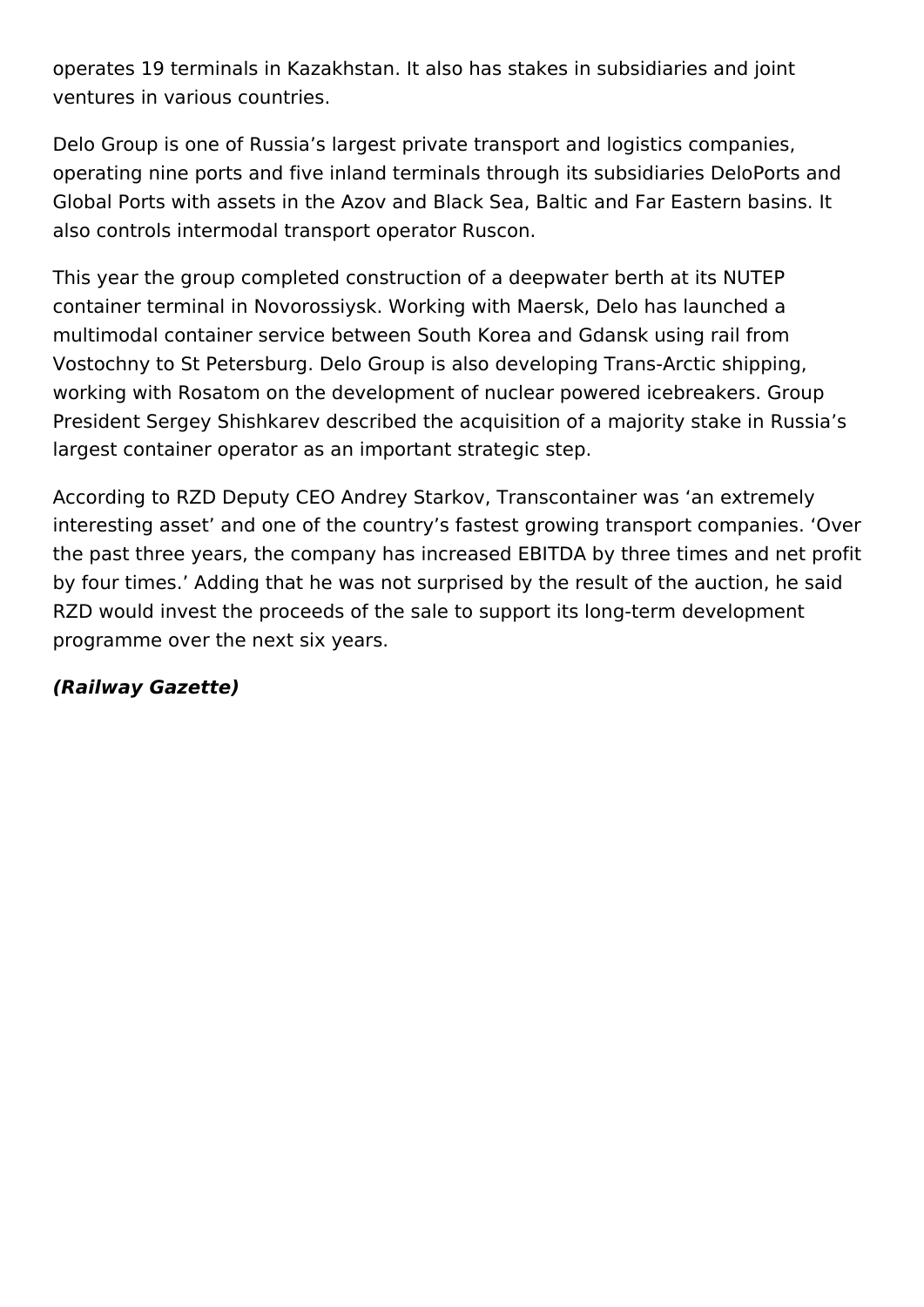operates 19 terminals in Kazakhstan. It also has stakes in subsidiaries and joint ventures in various countries.

Delo Group is one of Russia’s largest private transport and logistics companies, operating nine ports and five inland terminals through its subsidiaries DeloPorts and Global Ports with assets in the Azov and Black Sea, Baltic and Far Eastern basins. It also controls intermodal transport operator Ruscon.

This year the group completed construction of a deepwater berth at its NUTEP container terminal in Novorossiysk. Working with Maersk, Delo has launched a multimodal container service between South Korea and Gdansk using rail from Vostochny to St Petersburg. Delo Group is also developing Trans-Arctic shipping, working with Rosatom on the development of nuclear powered icebreakers. Group President Sergey Shishkarev described the acquisition of a majority stake in Russia’s largest container operator as an important strategic step.

According to RZD Deputy CEO Andrey Starkov, Transcontainer was ‘an extremely interesting asset’ and one of the country’s fastest growing transport companies. ‘Over the past three years, the company has increased EBITDA by three times and net profit by four times.’ Adding that he was not surprised by the result of the auction, he said RZD would invest the proceeds of the sale to support its long-term development programme over the next six years.

***(Railway Gazette)***